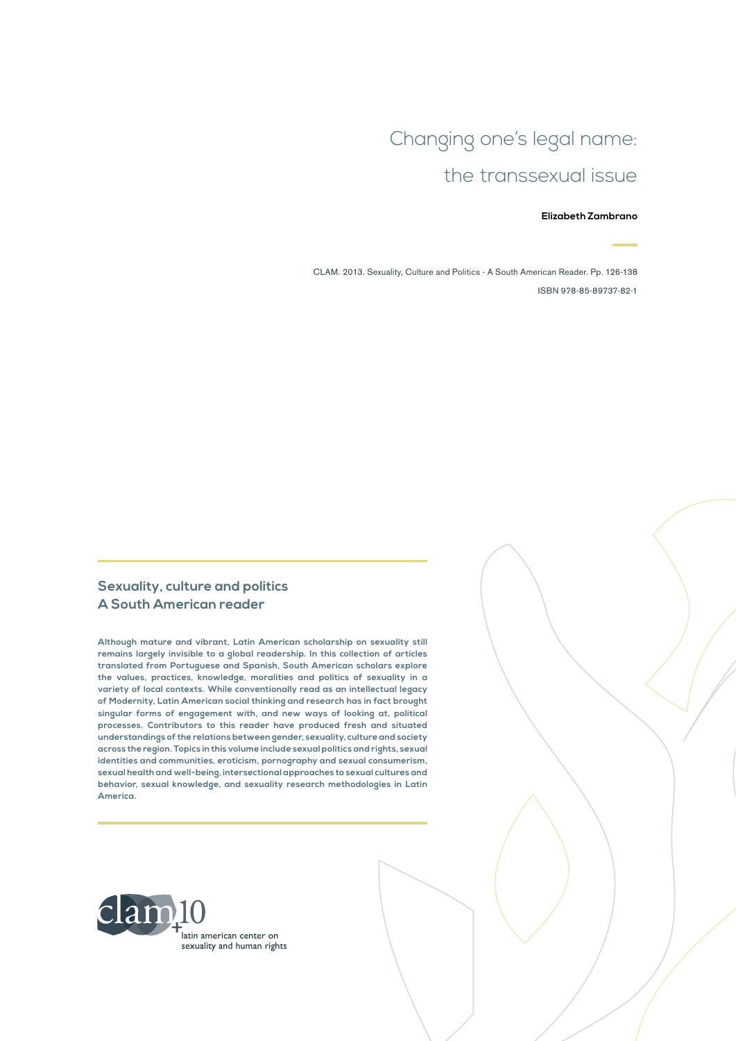# Changing one's legal name: the transsexual issue

**Elizabeth Zambrano**

CLAM. 2013. Sexuality, Culture and Politics - A South American Reader. Pp. 126-138

ISBN 978-85-89737-82-1

## Sexuality, culture and politics
## A South American reader

**Although mature and vibrant, Latin American scholarship on sexuality still remains largely invisible to a global readership. In this collection of articles translated from Portuguese and Spanish, South American scholars explore the values, practices, knowledge, moralities and politics of sexuality in a variety of local contexts. While conventionally read as an intellectual legacy of Modernity, Latin American social thinking and research has in fact brought singular forms of engagement with, and new ways of looking at, political processes. Contributors to this reader have produced fresh and situated understandings of the relations between gender, sexuality, culture and society across the region. Topics in this volume include sexual politics and rights, sexual identities and communities, eroticism, pornography and sexual consumerism, sexual health and well-being, intersectional approaches to sexual cultures and behavior, sexual knowledge, and sexuality research methodologies in Latin America.**

clam+10
latin american center on sexuality and human rights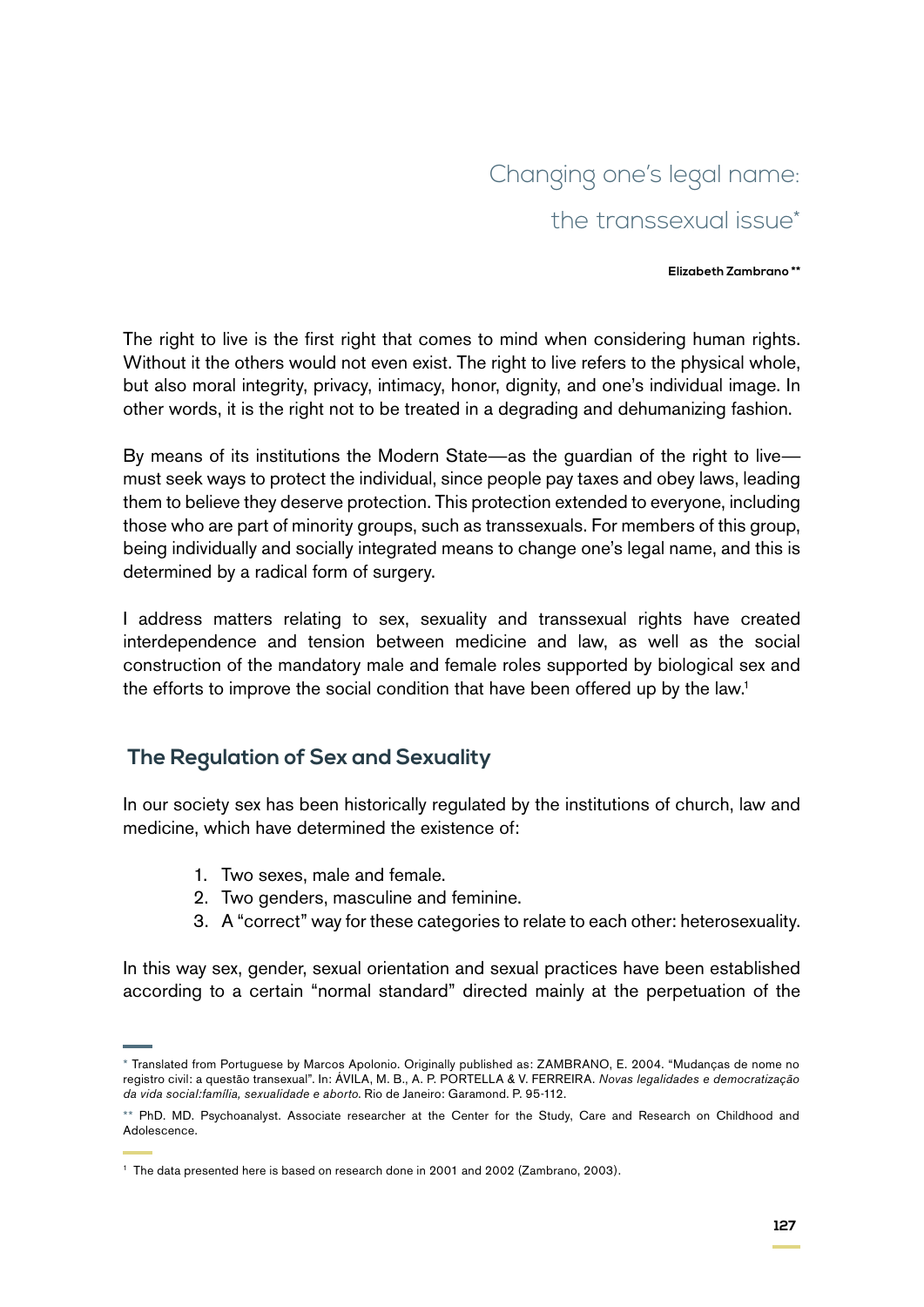# Changing one's legal name: the transsexual issue*

**Elizabeth Zambrano ****

The right to live is the first right that comes to mind when considering human rights. Without it the others would not even exist. The right to live refers to the physical whole, but also moral integrity, privacy, intimacy, honor, dignity, and one's individual image. In other words, it is the right not to be treated in a degrading and dehumanizing fashion.

By means of its institutions the Modern State—as the guardian of the right to live—must seek ways to protect the individual, since people pay taxes and obey laws, leading them to believe they deserve protection. This protection extended to everyone, including those who are part of minority groups, such as transsexuals. For members of this group, being individually and socially integrated means to change one's legal name, and this is determined by a radical form of surgery.

I address matters relating to sex, sexuality and transsexual rights have created interdependence and tension between medicine and law, as well as the social construction of the mandatory male and female roles supported by biological sex and the efforts to improve the social condition that have been offered up by the law.[1]

## The Regulation of Sex and Sexuality

In our society sex has been historically regulated by the institutions of church, law and medicine, which have determined the existence of:

1. Two sexes, male and female.
2. Two genders, masculine and feminine.
3. A "correct" way for these categories to relate to each other: heterosexuality.

In this way sex, gender, sexual orientation and sexual practices have been established according to a certain "normal standard" directed mainly at the perpetuation of the

---

\* Translated from Portuguese by Marcos Apolonio. Originally published as: ZAMBRANO, E. 2004. "Mudanças de nome no registro civil: a questão transexual". In: ÁVILA, M. B., A. P. PORTELLA & V. FERREIRA. *Novas legalidades e democratização da vida social:família, sexualidade e aborto*. Rio de Janeiro: Garamond. P. 95-112.

\** PhD. MD. Psychoanalyst. Associate researcher at the Center for the Study, Care and Research on Childhood and Adolescence.

[1] The data presented here is based on research done in 2001 and 2002 (Zambrano, 2003).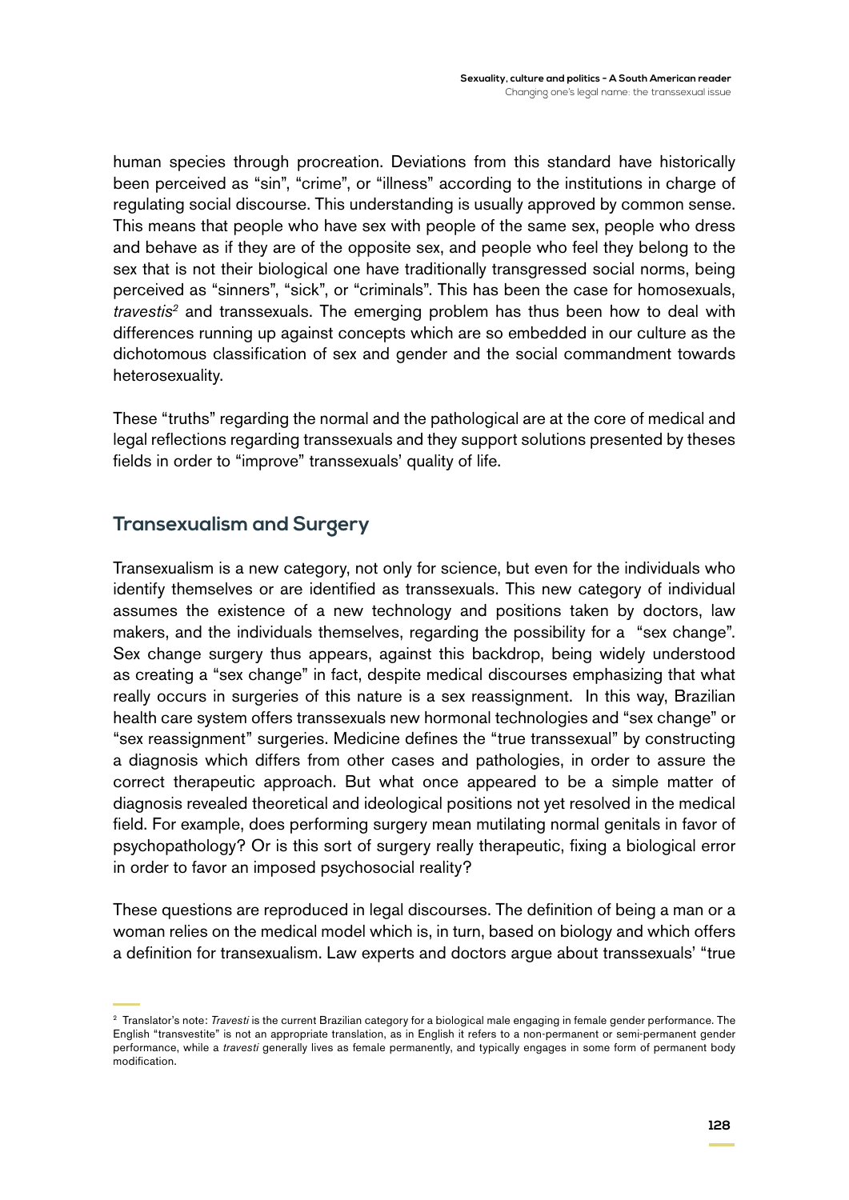human species through procreation. Deviations from this standard have historically been perceived as "sin", "crime", or "illness" according to the institutions in charge of regulating social discourse. This understanding is usually approved by common sense. This means that people who have sex with people of the same sex, people who dress and behave as if they are of the opposite sex, and people who feel they belong to the sex that is not their biological one have traditionally transgressed social norms, being perceived as "sinners", "sick", or "criminals". This has been the case for homosexuals, *travestis*[2] and transsexuals. The emerging problem has thus been how to deal with differences running up against concepts which are so embedded in our culture as the dichotomous classification of sex and gender and the social commandment towards heterosexuality.

These "truths" regarding the normal and the pathological are at the core of medical and legal reflections regarding transsexuals and they support solutions presented by theses fields in order to "improve" transsexuals' quality of life.

## Transexualism and Surgery

Transexualism is a new category, not only for science, but even for the individuals who identify themselves or are identified as transsexuals. This new category of individual assumes the existence of a new technology and positions taken by doctors, law makers, and the individuals themselves, regarding the possibility for a "sex change". Sex change surgery thus appears, against this backdrop, being widely understood as creating a "sex change" in fact, despite medical discourses emphasizing that what really occurs in surgeries of this nature is a sex reassignment. In this way, Brazilian health care system offers transsexuals new hormonal technologies and "sex change" or "sex reassignment" surgeries. Medicine defines the "true transsexual" by constructing a diagnosis which differs from other cases and pathologies, in order to assure the correct therapeutic approach. But what once appeared to be a simple matter of diagnosis revealed theoretical and ideological positions not yet resolved in the medical field. For example, does performing surgery mean mutilating normal genitals in favor of psychopathology? Or is this sort of surgery really therapeutic, fixing a biological error in order to favor an imposed psychosocial reality?

These questions are reproduced in legal discourses. The definition of being a man or a woman relies on the medical model which is, in turn, based on biology and which offers a definition for transexualism. Law experts and doctors argue about transsexuals' "true

---

[2] Translator's note: *Travesti* is the current Brazilian category for a biological male engaging in female gender performance. The English "transvestite" is not an appropriate translation, as in English it refers to a non-permanent or semi-permanent gender performance, while a *travesti* generally lives as female permanently, and typically engages in some form of permanent body modification.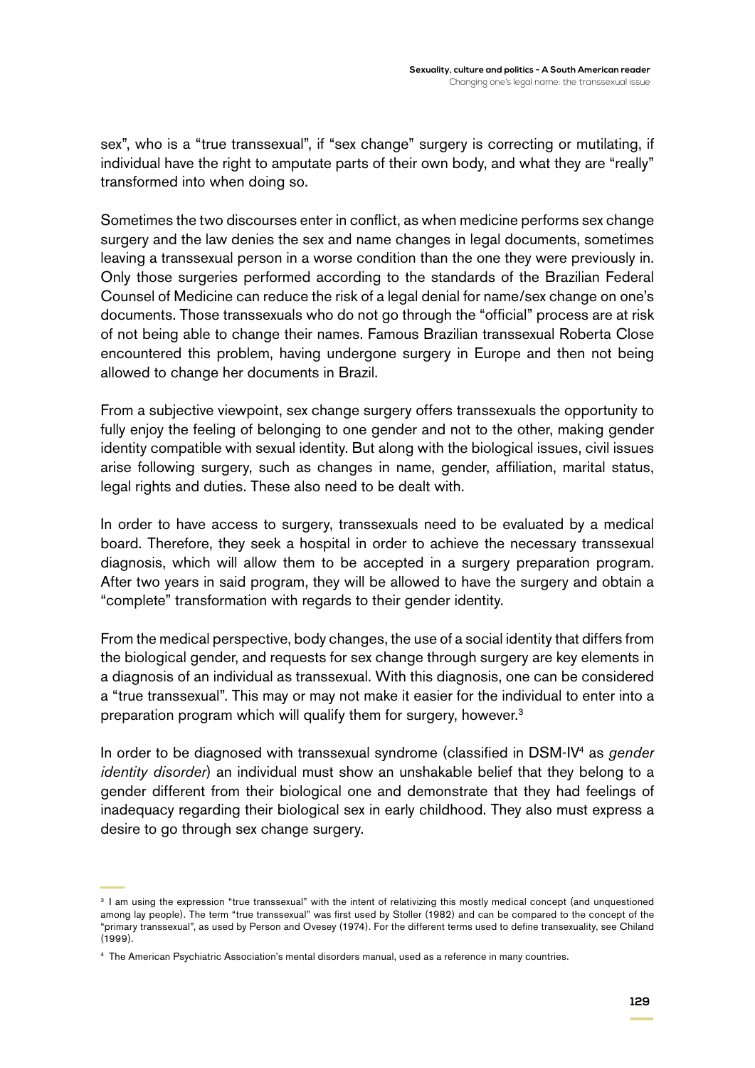sex", who is a "true transsexual", if "sex change" surgery is correcting or mutilating, if individual have the right to amputate parts of their own body, and what they are "really" transformed into when doing so.

Sometimes the two discourses enter in conflict, as when medicine performs sex change surgery and the law denies the sex and name changes in legal documents, sometimes leaving a transsexual person in a worse condition than the one they were previously in. Only those surgeries performed according to the standards of the Brazilian Federal Counsel of Medicine can reduce the risk of a legal denial for name/sex change on one's documents. Those transsexuals who do not go through the "official" process are at risk of not being able to change their names. Famous Brazilian transsexual Roberta Close encountered this problem, having undergone surgery in Europe and then not being allowed to change her documents in Brazil.

From a subjective viewpoint, sex change surgery offers transsexuals the opportunity to fully enjoy the feeling of belonging to one gender and not to the other, making gender identity compatible with sexual identity. But along with the biological issues, civil issues arise following surgery, such as changes in name, gender, affiliation, marital status, legal rights and duties. These also need to be dealt with.

In order to have access to surgery, transsexuals need to be evaluated by a medical board. Therefore, they seek a hospital in order to achieve the necessary transsexual diagnosis, which will allow them to be accepted in a surgery preparation program. After two years in said program, they will be allowed to have the surgery and obtain a "complete" transformation with regards to their gender identity.

From the medical perspective, body changes, the use of a social identity that differs from the biological gender, and requests for sex change through surgery are key elements in a diagnosis of an individual as transsexual. With this diagnosis, one can be considered a "true transsexual". This may or may not make it easier for the individual to enter into a preparation program which will qualify them for surgery, however.[3]

In order to be diagnosed with transsexual syndrome (classified in DSM-IV[4] as *gender identity disorder*) an individual must show an unshakable belief that they belong to a gender different from their biological one and demonstrate that they had feelings of inadequacy regarding their biological sex in early childhood. They also must express a desire to go through sex change surgery.

---

[3] I am using the expression "true transsexual" with the intent of relativizing this mostly medical concept (and unquestioned among lay people). The term "true transsexual" was first used by Stoller (1982) and can be compared to the concept of the "primary transsexual", as used by Person and Ovesey (1974). For the different terms used to define transexuality, see Chiland (1999).

[4] The American Psychiatric Association's mental disorders manual, used as a reference in many countries.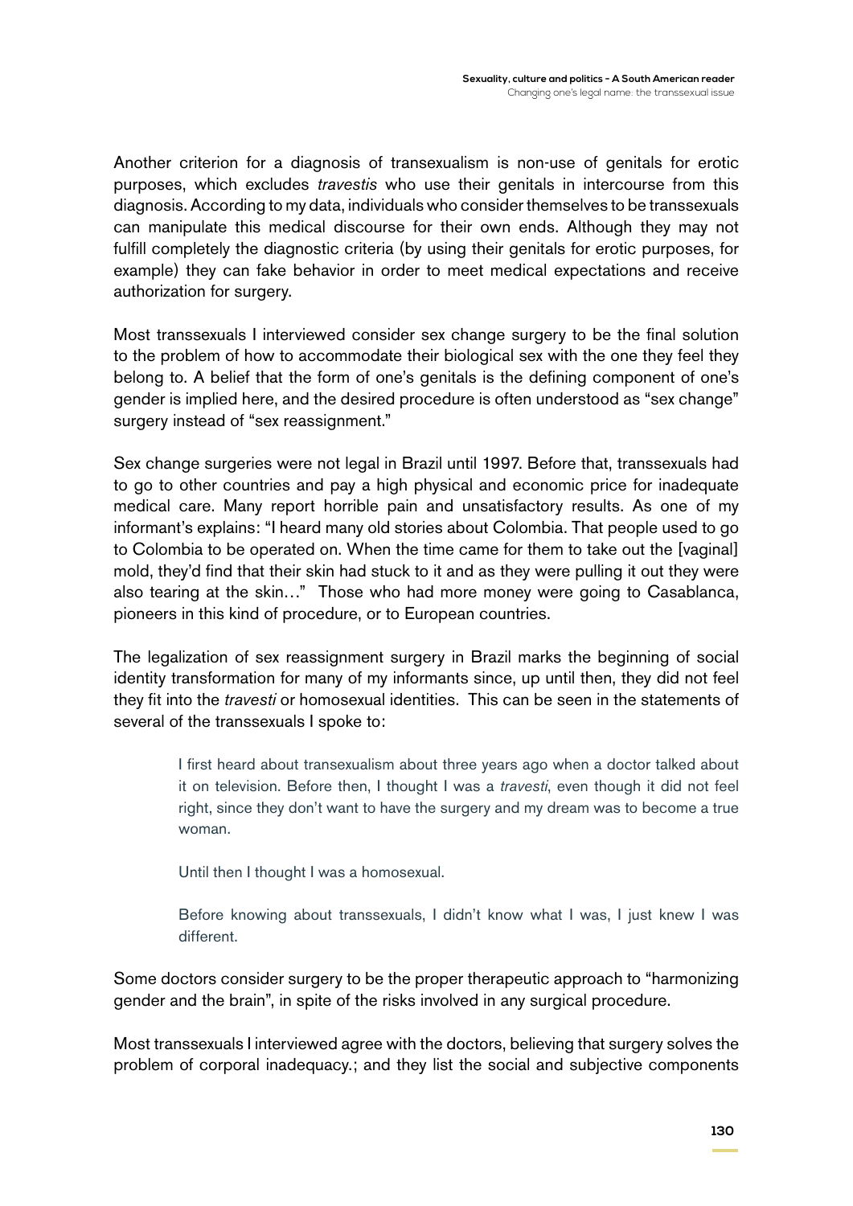Another criterion for a diagnosis of transexualism is non-use of genitals for erotic purposes, which excludes *travestis* who use their genitals in intercourse from this diagnosis. According to my data, individuals who consider themselves to be transsexuals can manipulate this medical discourse for their own ends. Although they may not fulfill completely the diagnostic criteria (by using their genitals for erotic purposes, for example) they can fake behavior in order to meet medical expectations and receive authorization for surgery.

Most transsexuals I interviewed consider sex change surgery to be the final solution to the problem of how to accommodate their biological sex with the one they feel they belong to. A belief that the form of one's genitals is the defining component of one's gender is implied here, and the desired procedure is often understood as "sex change" surgery instead of "sex reassignment."

Sex change surgeries were not legal in Brazil until 1997. Before that, transsexuals had to go to other countries and pay a high physical and economic price for inadequate medical care. Many report horrible pain and unsatisfactory results. As one of my informant's explains: "I heard many old stories about Colombia. That people used to go to Colombia to be operated on. When the time came for them to take out the [vaginal] mold, they'd find that their skin had stuck to it and as they were pulling it out they were also tearing at the skin…" Those who had more money were going to Casablanca, pioneers in this kind of procedure, or to European countries.

The legalization of sex reassignment surgery in Brazil marks the beginning of social identity transformation for many of my informants since, up until then, they did not feel they fit into the *travesti* or homosexual identities. This can be seen in the statements of several of the transsexuals I spoke to:

> I first heard about transexualism about three years ago when a doctor talked about it on television. Before then, I thought I was a *travesti*, even though it did not feel right, since they don't want to have the surgery and my dream was to become a true woman.
>
> Until then I thought I was a homosexual.
>
> Before knowing about transsexuals, I didn't know what I was, I just knew I was different.

Some doctors consider surgery to be the proper therapeutic approach to "harmonizing gender and the brain", in spite of the risks involved in any surgical procedure.

Most transsexuals I interviewed agree with the doctors, believing that surgery solves the problem of corporal inadequacy.; and they list the social and subjective components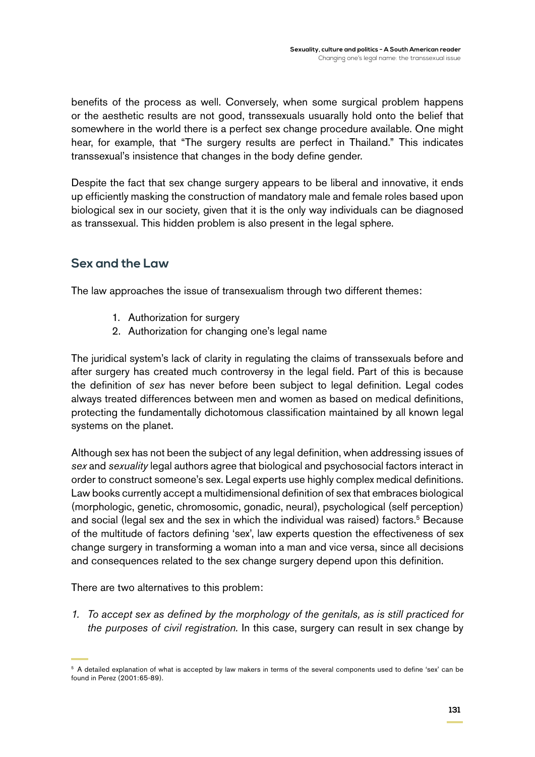benefits of the process as well. Conversely, when some surgical problem happens or the aesthetic results are not good, transsexuals usuarally hold onto the belief that somewhere in the world there is a perfect sex change procedure available. One might hear, for example, that "The surgery results are perfect in Thailand." This indicates transsexual's insistence that changes in the body define gender.

Despite the fact that sex change surgery appears to be liberal and innovative, it ends up efficiently masking the construction of mandatory male and female roles based upon biological sex in our society, given that it is the only way individuals can be diagnosed as transsexual. This hidden problem is also present in the legal sphere.

## Sex and the Law

The law approaches the issue of transexualism through two different themes:

1. Authorization for surgery
2. Authorization for changing one's legal name

The juridical system's lack of clarity in regulating the claims of transsexuals before and after surgery has created much controversy in the legal field. Part of this is because the definition of *sex* has never before been subject to legal definition. Legal codes always treated differences between men and women as based on medical definitions, protecting the fundamentally dichotomous classification maintained by all known legal systems on the planet.

Although sex has not been the subject of any legal definition, when addressing issues of *sex* and *sexuality* legal authors agree that biological and psychosocial factors interact in order to construct someone's sex. Legal experts use highly complex medical definitions. Law books currently accept a multidimensional definition of sex that embraces biological (morphologic, genetic, chromosomic, gonadic, neural), psychological (self perception) and social (legal sex and the sex in which the individual was raised) factors.[5] Because of the multitude of factors defining 'sex', law experts question the effectiveness of sex change surgery in transforming a woman into a man and vice versa, since all decisions and consequences related to the sex change surgery depend upon this definition.

There are two alternatives to this problem:

1. *To accept sex as defined by the morphology of the genitals, as is still practiced for the purposes of civil registration.* In this case, surgery can result in sex change by

[5] A detailed explanation of what is accepted by law makers in terms of the several components used to define 'sex' can be found in Perez (2001:65-89).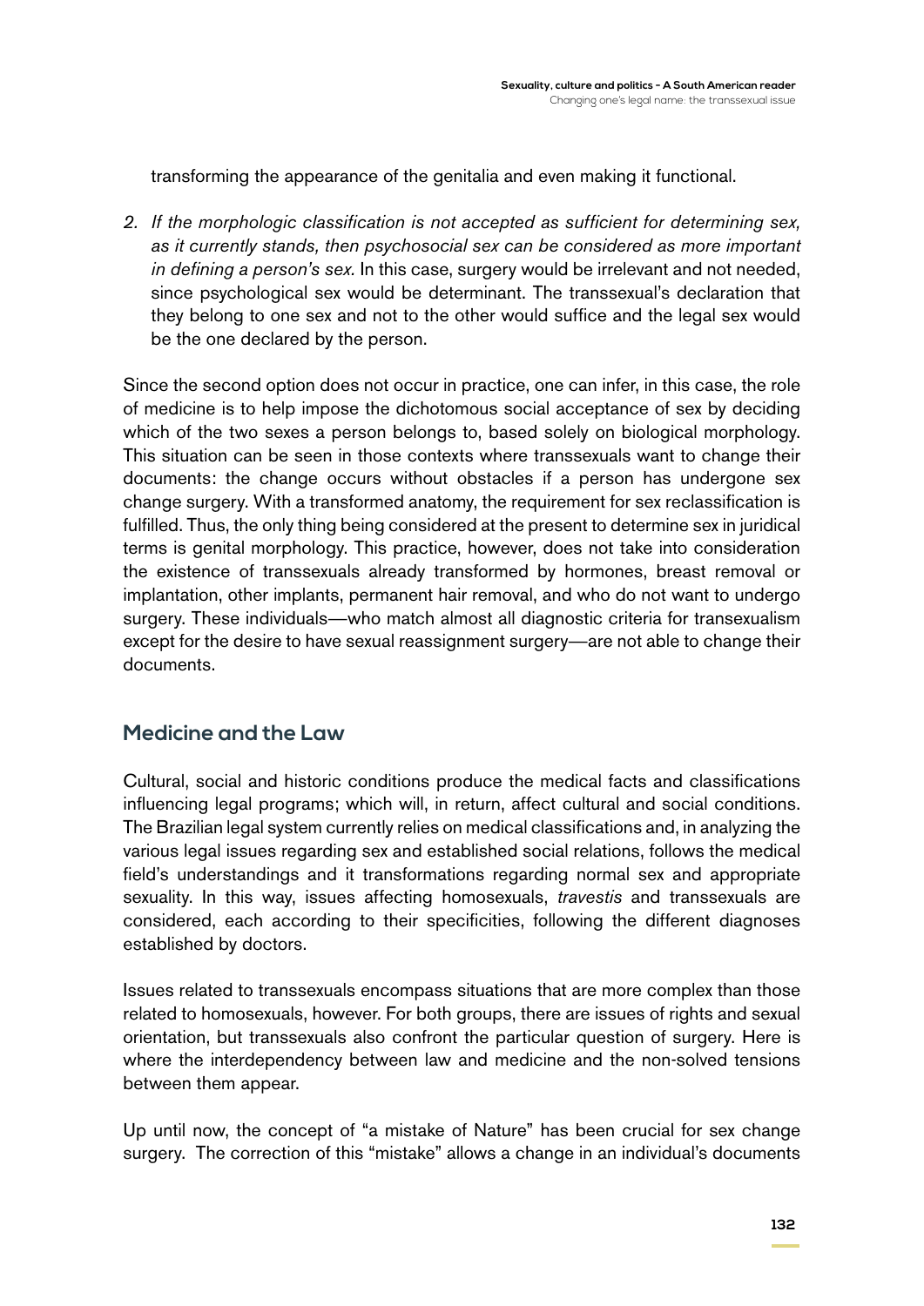transforming the appearance of the genitalia and even making it functional.

2. *If the morphologic classification is not accepted as sufficient for determining sex, as it currently stands, then psychosocial sex can be considered as more important in defining a person's sex.* In this case, surgery would be irrelevant and not needed, since psychological sex would be determinant. The transsexual's declaration that they belong to one sex and not to the other would suffice and the legal sex would be the one declared by the person.

Since the second option does not occur in practice, one can infer, in this case, the role of medicine is to help impose the dichotomous social acceptance of sex by deciding which of the two sexes a person belongs to, based solely on biological morphology. This situation can be seen in those contexts where transsexuals want to change their documents: the change occurs without obstacles if a person has undergone sex change surgery. With a transformed anatomy, the requirement for sex reclassification is fulfilled. Thus, the only thing being considered at the present to determine sex in juridical terms is genital morphology. This practice, however, does not take into consideration the existence of transsexuals already transformed by hormones, breast removal or implantation, other implants, permanent hair removal, and who do not want to undergo surgery. These individuals—who match almost all diagnostic criteria for transexualism except for the desire to have sexual reassignment surgery—are not able to change their documents.

## Medicine and the Law

Cultural, social and historic conditions produce the medical facts and classifications influencing legal programs; which will, in return, affect cultural and social conditions. The Brazilian legal system currently relies on medical classifications and, in analyzing the various legal issues regarding sex and established social relations, follows the medical field's understandings and it transformations regarding normal sex and appropriate sexuality. In this way, issues affecting homosexuals, *travestis* and transsexuals are considered, each according to their specificities, following the different diagnoses established by doctors.

Issues related to transsexuals encompass situations that are more complex than those related to homosexuals, however. For both groups, there are issues of rights and sexual orientation, but transsexuals also confront the particular question of surgery. Here is where the interdependency between law and medicine and the non-solved tensions between them appear.

Up until now, the concept of "a mistake of Nature" has been crucial for sex change surgery. The correction of this "mistake" allows a change in an individual's documents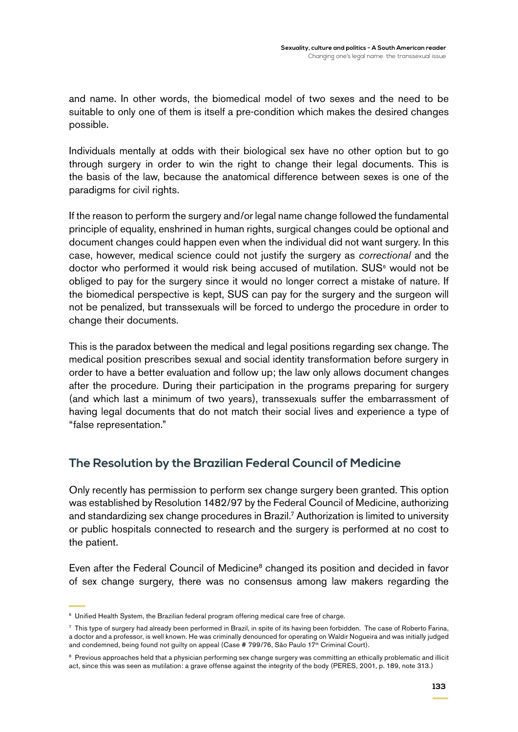and name. In other words, the biomedical model of two sexes and the need to be suitable to only one of them is itself a pre-condition which makes the desired changes possible.

Individuals mentally at odds with their biological sex have no other option but to go through surgery in order to win the right to change their legal documents. This is the basis of the law, because the anatomical difference between sexes is one of the paradigms for civil rights.

If the reason to perform the surgery and/or legal name change followed the fundamental principle of equality, enshrined in human rights, surgical changes could be optional and document changes could happen even when the individual did not want surgery. In this case, however, medical science could not justify the surgery as *correctional* and the doctor who performed it would risk being accused of mutilation. SUS[6] would not be obliged to pay for the surgery since it would no longer correct a mistake of nature. If the biomedical perspective is kept, SUS can pay for the surgery and the surgeon will not be penalized, but transsexuals will be forced to undergo the procedure in order to change their documents.

This is the paradox between the medical and legal positions regarding sex change. The medical position prescribes sexual and social identity transformation before surgery in order to have a better evaluation and follow up; the law only allows document changes after the procedure. During their participation in the programs preparing for surgery (and which last a minimum of two years), transsexuals suffer the embarrassment of having legal documents that do not match their social lives and experience a type of "false representation."

## The Resolution by the Brazilian Federal Council of Medicine

Only recently has permission to perform sex change surgery been granted. This option was established by Resolution 1482/97 by the Federal Council of Medicine, authorizing and standardizing sex change procedures in Brazil.[7] Authorization is limited to university or public hospitals connected to research and the surgery is performed at no cost to the patient.

Even after the Federal Council of Medicine[8] changed its position and decided in favor of sex change surgery, there was no consensus among law makers regarding the

---

[6] Unified Health System, the Brazilian federal program offering medical care free of charge.

[7] This type of surgery had already been performed in Brazil, in spite of its having been forbidden. The case of Roberto Farina, a doctor and a professor, is well known. He was criminally denounced for operating on Waldir Nogueira and was initially judged and condemned, being found not guilty on appeal (Case # 799/76, São Paulo 17th Criminal Court).

[8] Previous approaches held that a physician performing sex change surgery was committing an ethically problematic and illicit act, since this was seen as mutilation: a grave offense against the integrity of the body (PERES, 2001, p. 189, note 313.)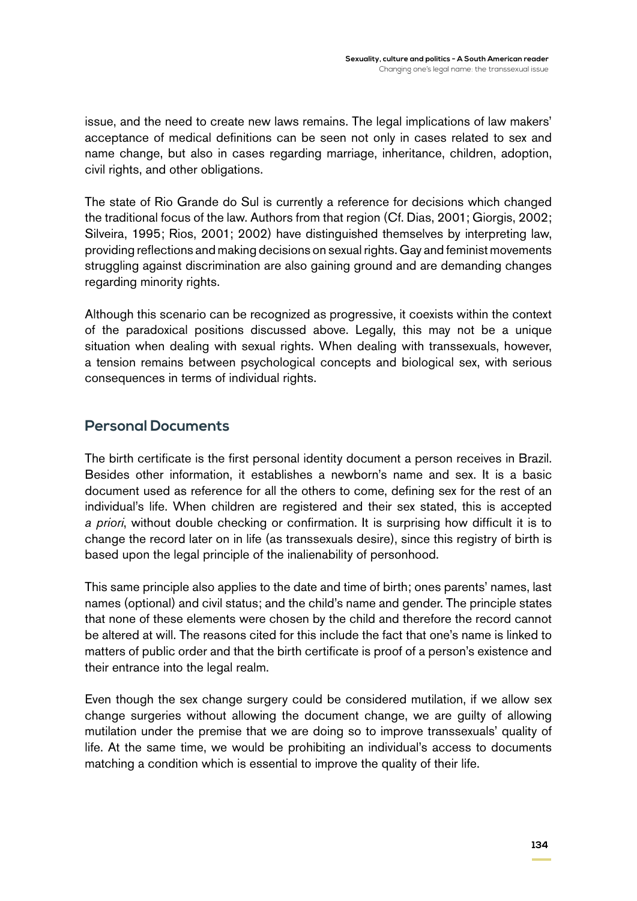issue, and the need to create new laws remains. The legal implications of law makers' acceptance of medical definitions can be seen not only in cases related to sex and name change, but also in cases regarding marriage, inheritance, children, adoption, civil rights, and other obligations.

The state of Rio Grande do Sul is currently a reference for decisions which changed the traditional focus of the law. Authors from that region (Cf. Dias, 2001; Giorgis, 2002; Silveira, 1995; Rios, 2001; 2002) have distinguished themselves by interpreting law, providing reflections and making decisions on sexual rights. Gay and feminist movements struggling against discrimination are also gaining ground and are demanding changes regarding minority rights.

Although this scenario can be recognized as progressive, it coexists within the context of the paradoxical positions discussed above. Legally, this may not be a unique situation when dealing with sexual rights. When dealing with transsexuals, however, a tension remains between psychological concepts and biological sex, with serious consequences in terms of individual rights.

## Personal Documents

The birth certificate is the first personal identity document a person receives in Brazil. Besides other information, it establishes a newborn's name and sex. It is a basic document used as reference for all the others to come, defining sex for the rest of an individual's life. When children are registered and their sex stated, this is accepted *a priori*, without double checking or confirmation. It is surprising how difficult it is to change the record later on in life (as transsexuals desire), since this registry of birth is based upon the legal principle of the inalienability of personhood.

This same principle also applies to the date and time of birth; ones parents' names, last names (optional) and civil status; and the child's name and gender. The principle states that none of these elements were chosen by the child and therefore the record cannot be altered at will. The reasons cited for this include the fact that one's name is linked to matters of public order and that the birth certificate is proof of a person's existence and their entrance into the legal realm.

Even though the sex change surgery could be considered mutilation, if we allow sex change surgeries without allowing the document change, we are guilty of allowing mutilation under the premise that we are doing so to improve transsexuals' quality of life. At the same time, we would be prohibiting an individual's access to documents matching a condition which is essential to improve the quality of their life.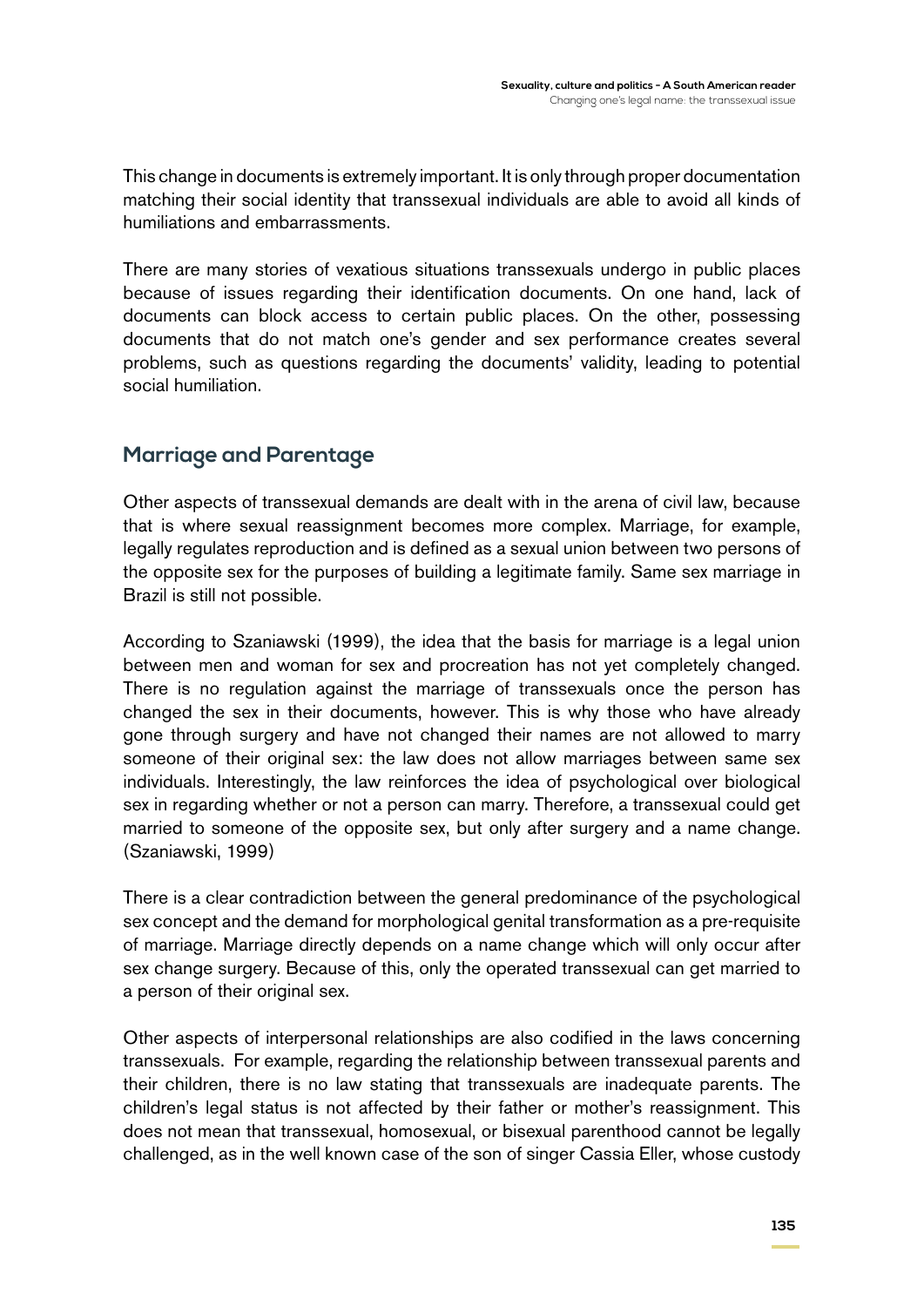This change in documents is extremely important. It is only through proper documentation matching their social identity that transsexual individuals are able to avoid all kinds of humiliations and embarrassments.

There are many stories of vexatious situations transsexuals undergo in public places because of issues regarding their identification documents. On one hand, lack of documents can block access to certain public places. On the other, possessing documents that do not match one's gender and sex performance creates several problems, such as questions regarding the documents' validity, leading to potential social humiliation.

## Marriage and Parentage

Other aspects of transsexual demands are dealt with in the arena of civil law, because that is where sexual reassignment becomes more complex. Marriage, for example, legally regulates reproduction and is defined as a sexual union between two persons of the opposite sex for the purposes of building a legitimate family. Same sex marriage in Brazil is still not possible.

According to Szaniawski (1999), the idea that the basis for marriage is a legal union between men and woman for sex and procreation has not yet completely changed. There is no regulation against the marriage of transsexuals once the person has changed the sex in their documents, however. This is why those who have already gone through surgery and have not changed their names are not allowed to marry someone of their original sex: the law does not allow marriages between same sex individuals. Interestingly, the law reinforces the idea of psychological over biological sex in regarding whether or not a person can marry. Therefore, a transsexual could get married to someone of the opposite sex, but only after surgery and a name change. (Szaniawski, 1999)

There is a clear contradiction between the general predominance of the psychological sex concept and the demand for morphological genital transformation as a pre-requisite of marriage. Marriage directly depends on a name change which will only occur after sex change surgery. Because of this, only the operated transsexual can get married to a person of their original sex.

Other aspects of interpersonal relationships are also codified in the laws concerning transsexuals. For example, regarding the relationship between transsexual parents and their children, there is no law stating that transsexuals are inadequate parents. The children's legal status is not affected by their father or mother's reassignment. This does not mean that transsexual, homosexual, or bisexual parenthood cannot be legally challenged, as in the well known case of the son of singer Cassia Eller, whose custody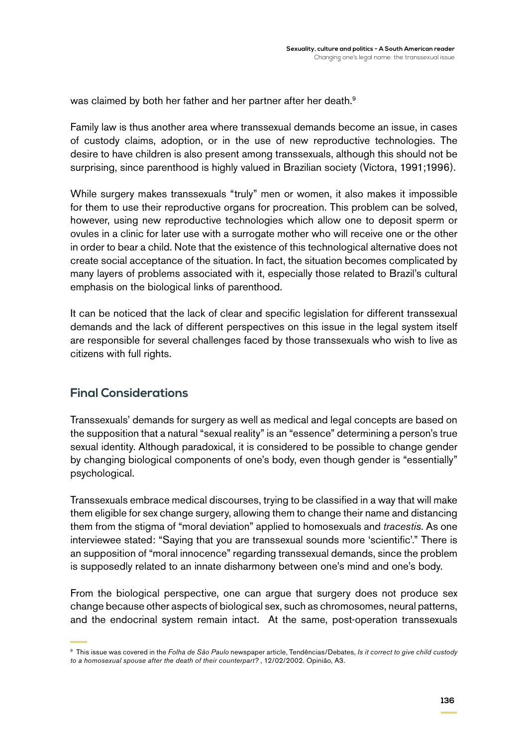was claimed by both her father and her partner after her death.[9]

Family law is thus another area where transsexual demands become an issue, in cases of custody claims, adoption, or in the use of new reproductive technologies. The desire to have children is also present among transsexuals, although this should not be surprising, since parenthood is highly valued in Brazilian society (Víctora, 1991;1996).

While surgery makes transsexuals "truly" men or women, it also makes it impossible for them to use their reproductive organs for procreation. This problem can be solved, however, using new reproductive technologies which allow one to deposit sperm or ovules in a clinic for later use with a surrogate mother who will receive one or the other in order to bear a child. Note that the existence of this technological alternative does not create social acceptance of the situation. In fact, the situation becomes complicated by many layers of problems associated with it, especially those related to Brazil's cultural emphasis on the biological links of parenthood.

It can be noticed that the lack of clear and specific legislation for different transsexual demands and the lack of different perspectives on this issue in the legal system itself are responsible for several challenges faced by those transsexuals who wish to live as citizens with full rights.

## Final Considerations

Transsexuals' demands for surgery as well as medical and legal concepts are based on the supposition that a natural "sexual reality" is an "essence" determining a person's true sexual identity. Although paradoxical, it is considered to be possible to change gender by changing biological components of one's body, even though gender is "essentially" psychological.

Transsexuals embrace medical discourses, trying to be classified in a way that will make them eligible for sex change surgery, allowing them to change their name and distancing them from the stigma of "moral deviation" applied to homosexuals and *tracestis*. As one interviewee stated: "Saying that you are transsexual sounds more 'scientific'." There is an supposition of "moral innocence" regarding transsexual demands, since the problem is supposedly related to an innate disharmony between one's mind and one's body.

From the biological perspective, one can argue that surgery does not produce sex change because other aspects of biological sex, such as chromosomes, neural patterns, and the endocrinal system remain intact. At the same, post-operation transsexuals

[9] This issue was covered in the *Folha de São Paulo* newspaper article, Tendências/Debates, *Is it correct to give child custody to a homosexual spouse after the death of their counterpart?* , 12/02/2002. Opinião, A3.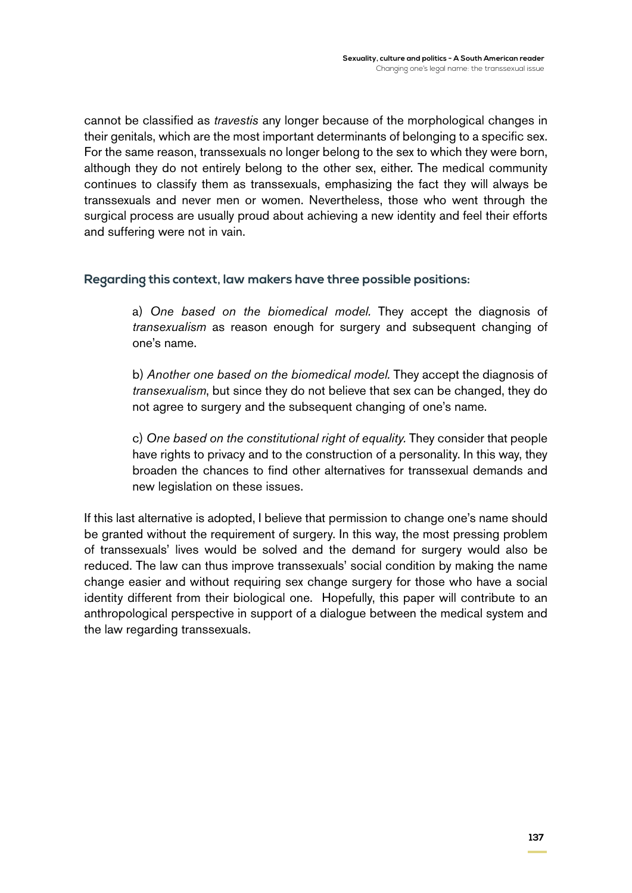cannot be classified as *travestis* any longer because of the morphological changes in their genitals, which are the most important determinants of belonging to a specific sex. For the same reason, transsexuals no longer belong to the sex to which they were born, although they do not entirely belong to the other sex, either. The medical community continues to classify them as transsexuals, emphasizing the fact they will always be transsexuals and never men or women. Nevertheless, those who went through the surgical process are usually proud about achieving a new identity and feel their efforts and suffering were not in vain.

**Regarding this context, law makers have three possible positions:**

> a) *One based on the biomedical model.* They accept the diagnosis of *transexualism* as reason enough for surgery and subsequent changing of one's name.
>
> b) *Another one based on the biomedical model.* They accept the diagnosis of *transexualism*, but since they do not believe that sex can be changed, they do not agree to surgery and the subsequent changing of one's name.
>
> c) *One based on the constitutional right of equality.* They consider that people have rights to privacy and to the construction of a personality. In this way, they broaden the chances to find other alternatives for transsexual demands and new legislation on these issues.

If this last alternative is adopted, I believe that permission to change one's name should be granted without the requirement of surgery. In this way, the most pressing problem of transsexuals' lives would be solved and the demand for surgery would also be reduced. The law can thus improve transsexuals' social condition by making the name change easier and without requiring sex change surgery for those who have a social identity different from their biological one. Hopefully, this paper will contribute to an anthropological perspective in support of a dialogue between the medical system and the law regarding transsexuals.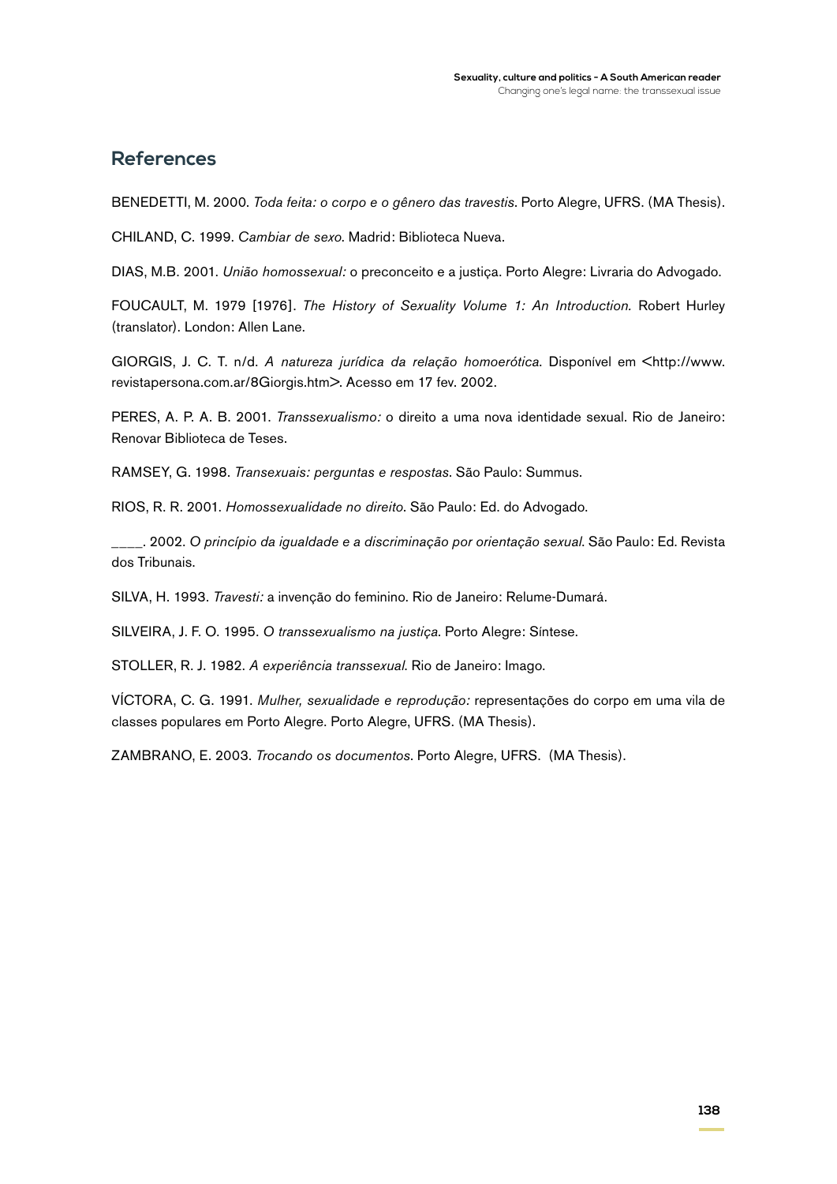## References

BENEDETTI, M. 2000. *Toda feita: o corpo e o gênero das travestis*. Porto Alegre, UFRS. (MA Thesis).

CHILAND, C. 1999. *Cambiar de sexo*. Madrid: Biblioteca Nueva.

DIAS, M.B. 2001. *União homossexual:* o preconceito e a justiça. Porto Alegre: Livraria do Advogado.

FOUCAULT, M. 1979 [1976]. *The History of Sexuality Volume 1: An Introduction.* Robert Hurley (translator). London: Allen Lane.

GIORGIS, J. C. T. n/d. *A natureza jurídica da relação homoerótica*. Disponível em <http://www.revistapersona.com.ar/8Giorgis.htm>. Acesso em 17 fev. 2002.

PERES, A. P. A. B. 2001. *Transsexualismo:* o direito a uma nova identidade sexual. Rio de Janeiro: Renovar Biblioteca de Teses.

RAMSEY, G. 1998. *Transexuais: perguntas e respostas*. São Paulo: Summus.

RIOS, R. R. 2001. *Homossexualidade no direito*. São Paulo: Ed. do Advogado.

____. 2002. *O princípio da igualdade e a discriminação por orientação sexual*. São Paulo: Ed. Revista dos Tribunais.

SILVA, H. 1993. *Travesti:* a invenção do feminino. Rio de Janeiro: Relume-Dumará.

SILVEIRA, J. F. O. 1995. *O transsexualismo na justiça*. Porto Alegre: Síntese.

STOLLER, R. J. 1982. *A experiência transsexual*. Rio de Janeiro: Imago.

VÍCTORA, C. G. 1991. *Mulher, sexualidade e reprodução:* representações do corpo em uma vila de classes populares em Porto Alegre. Porto Alegre, UFRS. (MA Thesis).

ZAMBRANO, E. 2003. *Trocando os documentos*. Porto Alegre, UFRS. (MA Thesis).